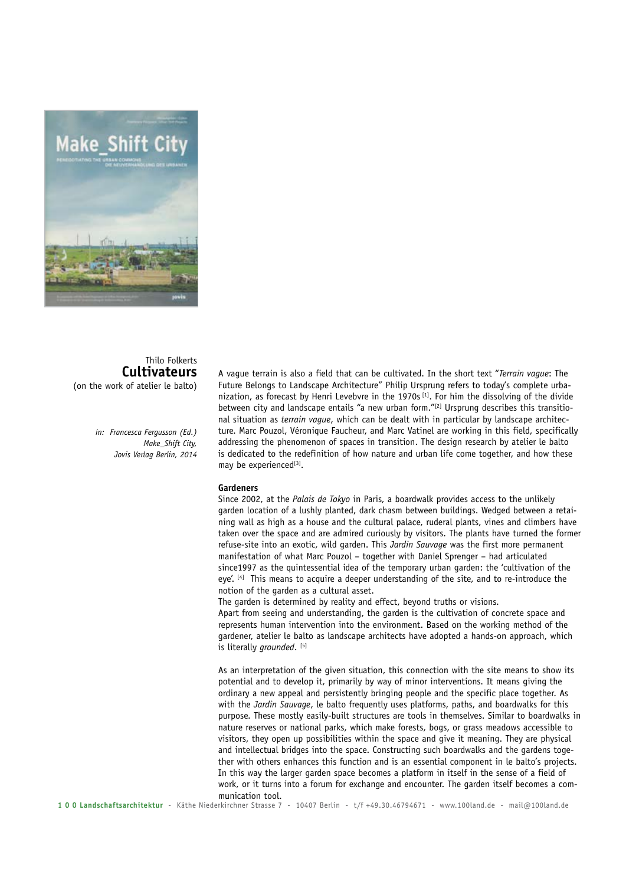Thilo Folkerts

# Cultivateurs

(on the work of atelier le balto)

*in: Francesca Fergusson (Ed.) Make_Shift City, Jovis Verlag Berlin, 2014*

A vague terrain is also a field that can be cultivated. In the short text "*Terrain vague*: The Future Belongs to Landscape Architecture" Philip Ursprung refers to today's complete urbanization, as forecast by Henri Levebvre in the 1970s [1]. For him the dissolving of the divide between city and landscape entails "a new urban form."[2] Ursprung describes this transitional situation as *terrain vague*, which can be dealt with in particular by landscape architecture. Marc Pouzol, Véronique Faucheur, and Marc Vatinel are working in this field, specifically addressing the phenomenon of spaces in transition. The design research by atelier le balto is dedicated to the redefinition of how nature and urban life come together, and how these may be experienced[3].

**Gardeners**

Since 2002, at the *Palais de Tokyo* in Paris, a boardwalk provides access to the unlikely garden location of a lushly planted, dark chasm between buildings. Wedged between a retaining wall as high as a house and the cultural palace, ruderal plants, vines and climbers have taken over the space and are admired curiously by visitors. The plants have turned the former refuse-site into an exotic, wild garden. This *Jardin Sauvage* was the first more permanent manifestation of what Marc Pouzol – together with Daniel Sprenger – had articulated since1997 as the quintessential idea of the temporary urban garden: the 'cultivation of the eye'. [4] This means to acquire a deeper understanding of the site, and to re-introduce the notion of the garden as a cultural asset.

The garden is determined by reality and effect, beyond truths or visions.

Apart from seeing and understanding, the garden is the cultivation of concrete space and represents human intervention into the environment. Based on the working method of the gardener, atelier le balto as landscape architects have adopted a hands-on approach, which is literally *grounded*. [5]

As an interpretation of the given situation, this connection with the site means to show its potential and to develop it, primarily by way of minor interventions. It means giving the ordinary a new appeal and persistently bringing people and the specific place together. As with the *Jardin Sauvage*, le balto frequently uses platforms, paths, and boardwalks for this purpose. These mostly easily-built structures are tools in themselves. Similar to boardwalks in nature reserves or national parks, which make forests, bogs, or grass meadows accessible to visitors, they open up possibilities within the space and give it meaning. They are physical and intellectual bridges into the space. Constructing such boardwalks and the gardens together with others enhances this function and is an essential component in le balto's projects. In this way the larger garden space becomes a platform in itself in the sense of a field of work, or it turns into a forum for exchange and encounter. The garden itself becomes a communication tool.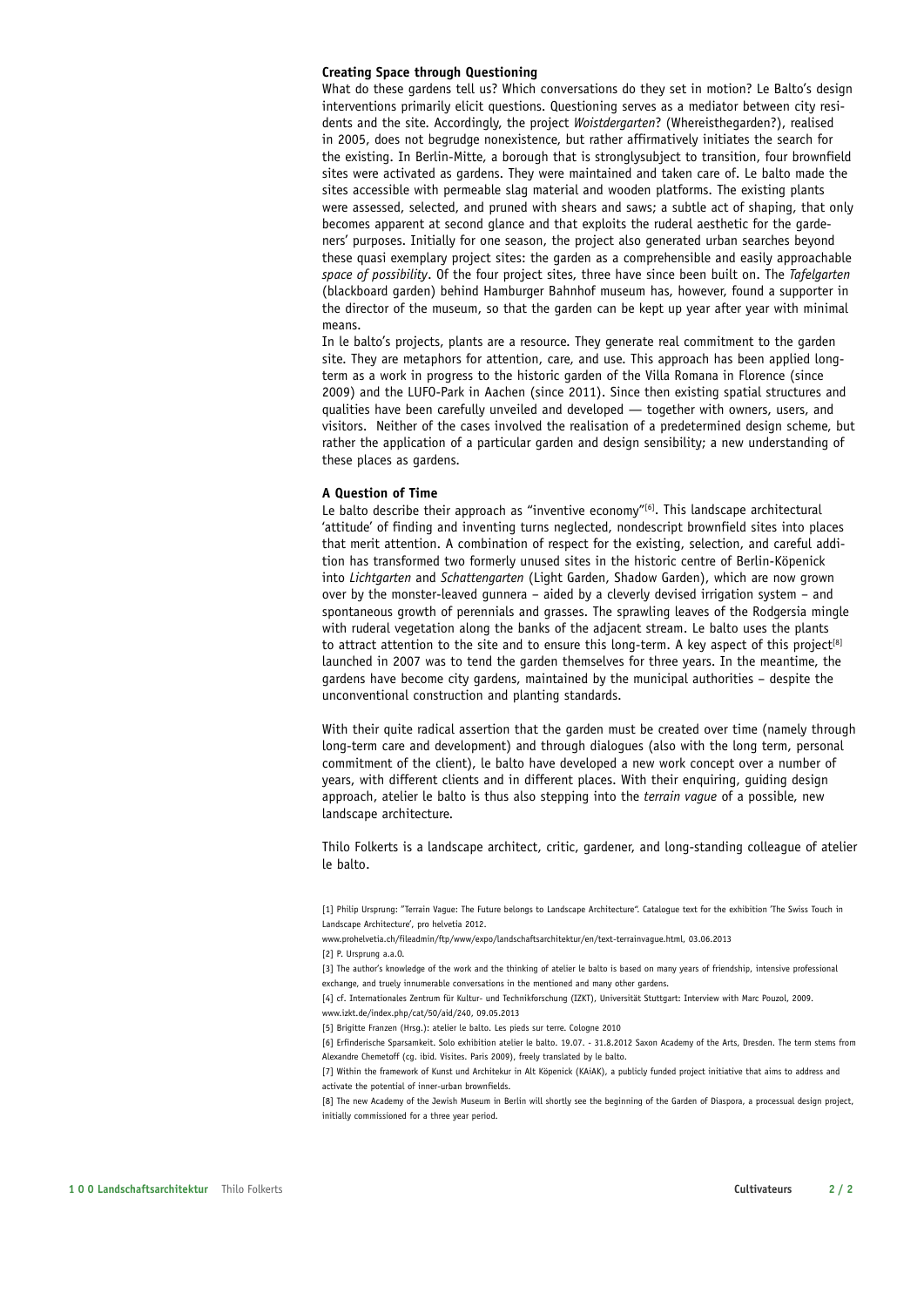### Creating Space through Questioning

What do these gardens tell us? Which conversations do they set in motion? Le Balto's design interventions primarily elicit questions. Questioning serves as a mediator between city residents and the site. Accordingly, the project *Woistdergarten*? (Whereisthegarden?), realised in 2005, does not begrudge nonexistence, but rather affirmatively initiates the search for the existing. In Berlin-Mitte, a borough that is stronglysubject to transition, four brownfield sites were activated as gardens. They were maintained and taken care of. Le balto made the sites accessible with permeable slag material and wooden platforms. The existing plants were assessed, selected, and pruned with shears and saws; a subtle act of shaping, that only becomes apparent at second glance and that exploits the ruderal aesthetic for the gardeners' purposes. Initially for one season, the project also generated urban searches beyond these quasi exemplary project sites: the garden as a comprehensible and easily approachable *space of possibility*. Of the four project sites, three have since been built on. The *Tafelgarten* (blackboard garden) behind Hamburger Bahnhof museum has, however, found a supporter in the director of the museum, so that the garden can be kept up year after year with minimal means.

In le balto's projects, plants are a resource. They generate real commitment to the garden site. They are metaphors for attention, care, and use. This approach has been applied long-term as a work in progress to the historic garden of the Villa Romana in Florence (since 2009) and the LUFO-Park in Aachen (since 2011). Since then existing spatial structures and qualities have been carefully unveiled and developed — together with owners, users, and visitors. Neither of the cases involved the realisation of a predetermined design scheme, but rather the application of a particular garden and design sensibility; a new understanding of these places as gardens.

### A Question of Time

Le balto describe their approach as "inventive economy"[6]. This landscape architectural 'attitude' of finding and inventing turns neglected, nondescript brownfield sites into places that merit attention. A combination of respect for the existing, selection, and careful addition has transformed two formerly unused sites in the historic centre of Berlin-Köpenick into *Lichtgarten* and *Schattengarten* (Light Garden, Shadow Garden), which are now grown over by the monster-leaved gunnera – aided by a cleverly devised irrigation system – and spontaneous growth of perennials and grasses. The sprawling leaves of the Rodgersia mingle with ruderal vegetation along the banks of the adjacent stream. Le balto uses the plants to attract attention to the site and to ensure this long-term. A key aspect of this project[8] launched in 2007 was to tend the garden themselves for three years. In the meantime, the gardens have become city gardens, maintained by the municipal authorities – despite the unconventional construction and planting standards.

With their quite radical assertion that the garden must be created over time (namely through long-term care and development) and through dialogues (also with the long term, personal commitment of the client), le balto have developed a new work concept over a number of years, with different clients and in different places. With their enquiring, guiding design approach, atelier le balto is thus also stepping into the *terrain vague* of a possible, new landscape architecture.

Thilo Folkerts is a landscape architect, critic, gardener, and long-standing colleague of atelier le balto.

[1] Philip Ursprung: "Terrain Vague: The Future belongs to Landscape Architecture". Catalogue text for the exhibition 'The Swiss Touch in Landscape Architecture', pro helvetia 2012.
www.prohelvetia.ch/fileadmin/ftp/www/expo/landschaftsarchitektur/en/text-terrainvague.html, 03.06.2013

[2] P. Ursprung a.a.O.

[3] The author's knowledge of the work and the thinking of atelier le balto is based on many years of friendship, intensive professional exchange, and truely innumerable conversations in the mentioned and many other gardens.

[4] cf. Internationales Zentrum für Kultur- und Technikforschung (IZKT), Universität Stuttgart: Interview with Marc Pouzol, 2009.
www.izkt.de/index.php/cat/50/aid/240, 09.05.2013

[5] Brigitte Franzen (Hrsg.): atelier le balto. Les pieds sur terre. Cologne 2010

[6] Erfinderische Sparsamkeit. Solo exhibition atelier le balto. 19.07. - 31.8.2012 Saxon Academy of the Arts, Dresden. The term stems from Alexandre Chemetoff (cg. ibid. Visites. Paris 2009), freely translated by le balto.

[7] Within the framework of Kunst und Architekur in Alt Köpenick (KAiAK), a publicly funded project initiative that aims to address and activate the potential of inner-urban brownfields.

[8] The new Academy of the Jewish Museum in Berlin will shortly see the beginning of the Garden of Diaspora, a processual design project, initially commissioned for a three year period.